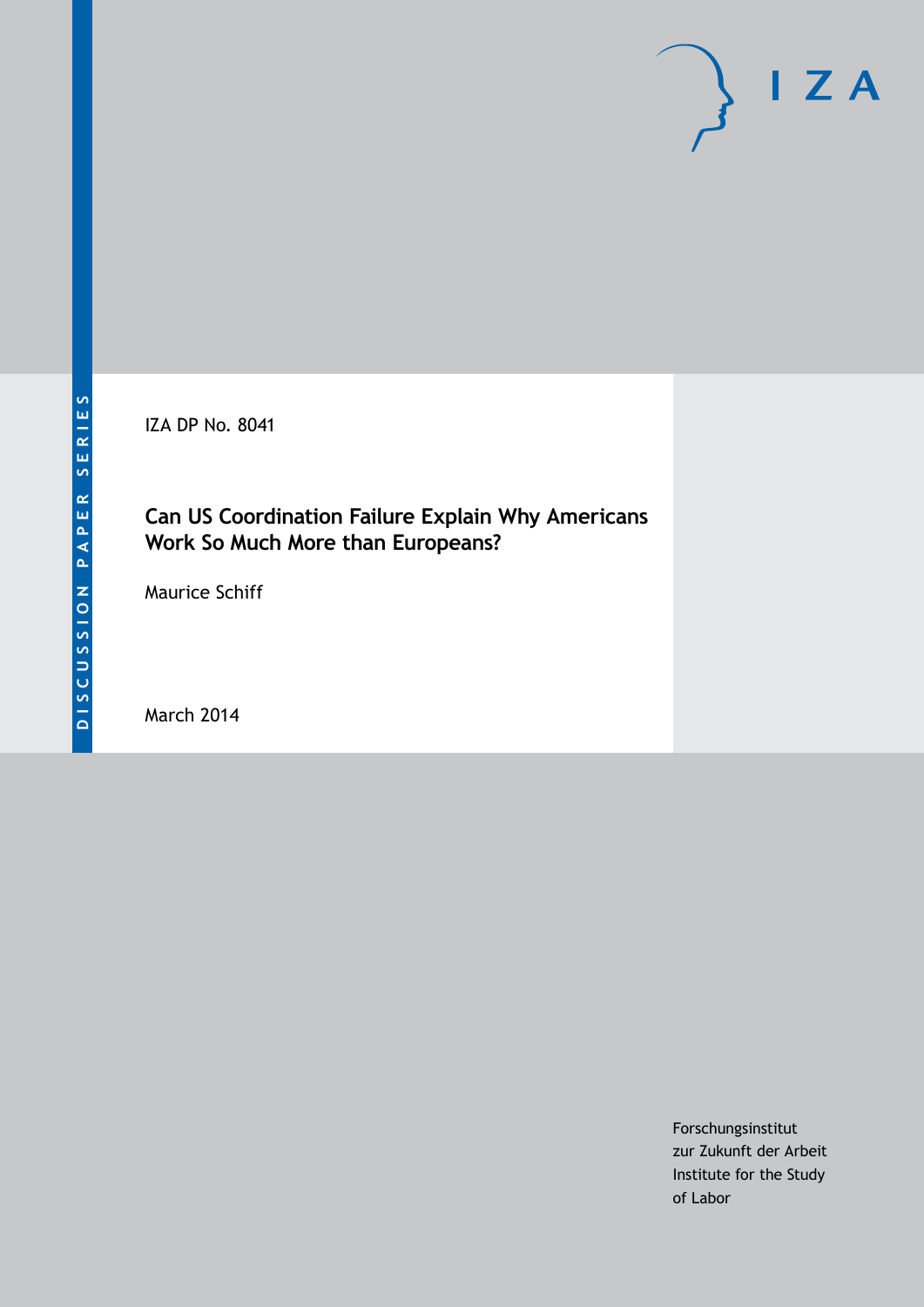DISCUSSION PAPER SERIES

IZA DP No. 8041

# Can US Coordination Failure Explain Why Americans Work So Much More than Europeans?

Maurice Schiff

March 2014

Forschungsinstitut
zur Zukunft der Arbeit
Institute for the Study
of Labor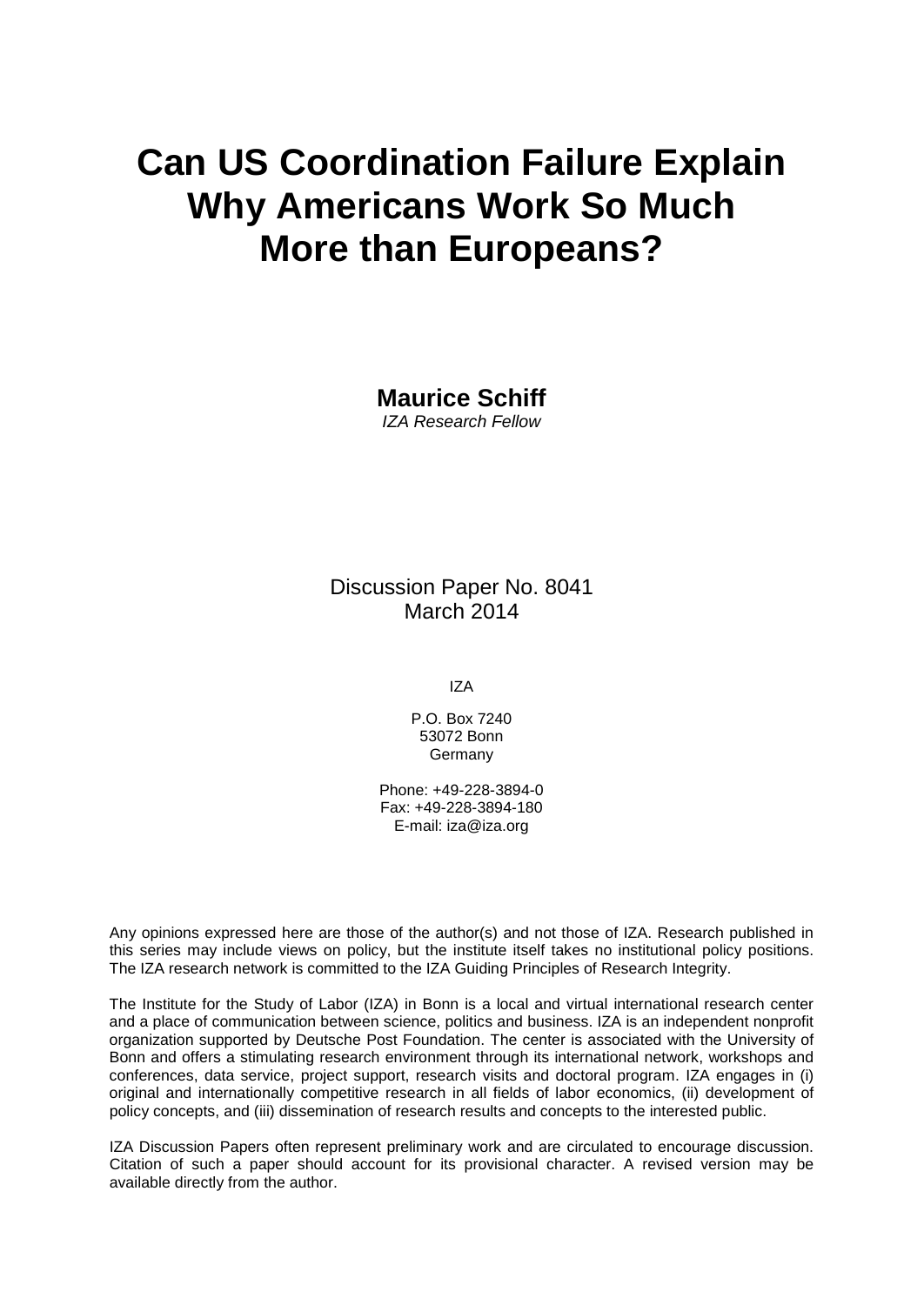# Can US Coordination Failure Explain Why Americans Work So Much More than Europeans?

**Maurice Schiff**
*IZA Research Fellow*

Discussion Paper No. 8041
March 2014

IZA

P.O. Box 7240
53072 Bonn
Germany

Phone: +49-228-3894-0
Fax: +49-228-3894-180
E-mail: iza@iza.org

Any opinions expressed here are those of the author(s) and not those of IZA. Research published in this series may include views on policy, but the institute itself takes no institutional policy positions. The IZA research network is committed to the IZA Guiding Principles of Research Integrity.

The Institute for the Study of Labor (IZA) in Bonn is a local and virtual international research center and a place of communication between science, politics and business. IZA is an independent nonprofit organization supported by Deutsche Post Foundation. The center is associated with the University of Bonn and offers a stimulating research environment through its international network, workshops and conferences, data service, project support, research visits and doctoral program. IZA engages in (i) original and internationally competitive research in all fields of labor economics, (ii) development of policy concepts, and (iii) dissemination of research results and concepts to the interested public.

IZA Discussion Papers often represent preliminary work and are circulated to encourage discussion. Citation of such a paper should account for its provisional character. A revised version may be available directly from the author.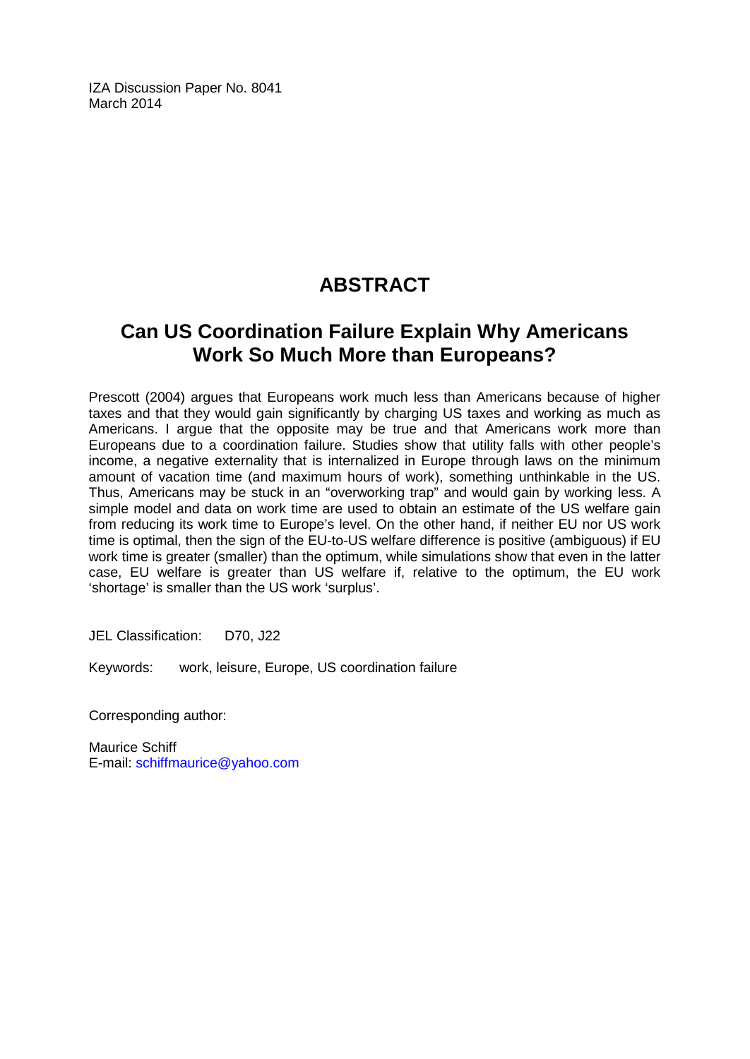IZA Discussion Paper No. 8041
March 2014

# ABSTRACT

## Can US Coordination Failure Explain Why Americans Work So Much More than Europeans?

Prescott (2004) argues that Europeans work much less than Americans because of higher taxes and that they would gain significantly by charging US taxes and working as much as Americans. I argue that the opposite may be true and that Americans work more than Europeans due to a coordination failure. Studies show that utility falls with other people's income, a negative externality that is internalized in Europe through laws on the minimum amount of vacation time (and maximum hours of work), something unthinkable in the US. Thus, Americans may be stuck in an "overworking trap" and would gain by working less. A simple model and data on work time are used to obtain an estimate of the US welfare gain from reducing its work time to Europe's level. On the other hand, if neither EU nor US work time is optimal, then the sign of the EU-to-US welfare difference is positive (ambiguous) if EU work time is greater (smaller) than the optimum, while simulations show that even in the latter case, EU welfare is greater than US welfare if, relative to the optimum, the EU work 'shortage' is smaller than the US work 'surplus'.

JEL Classification: D70, J22

Keywords: work, leisure, Europe, US coordination failure

Corresponding author:

Maurice Schiff
E-mail: schiffmaurice@yahoo.com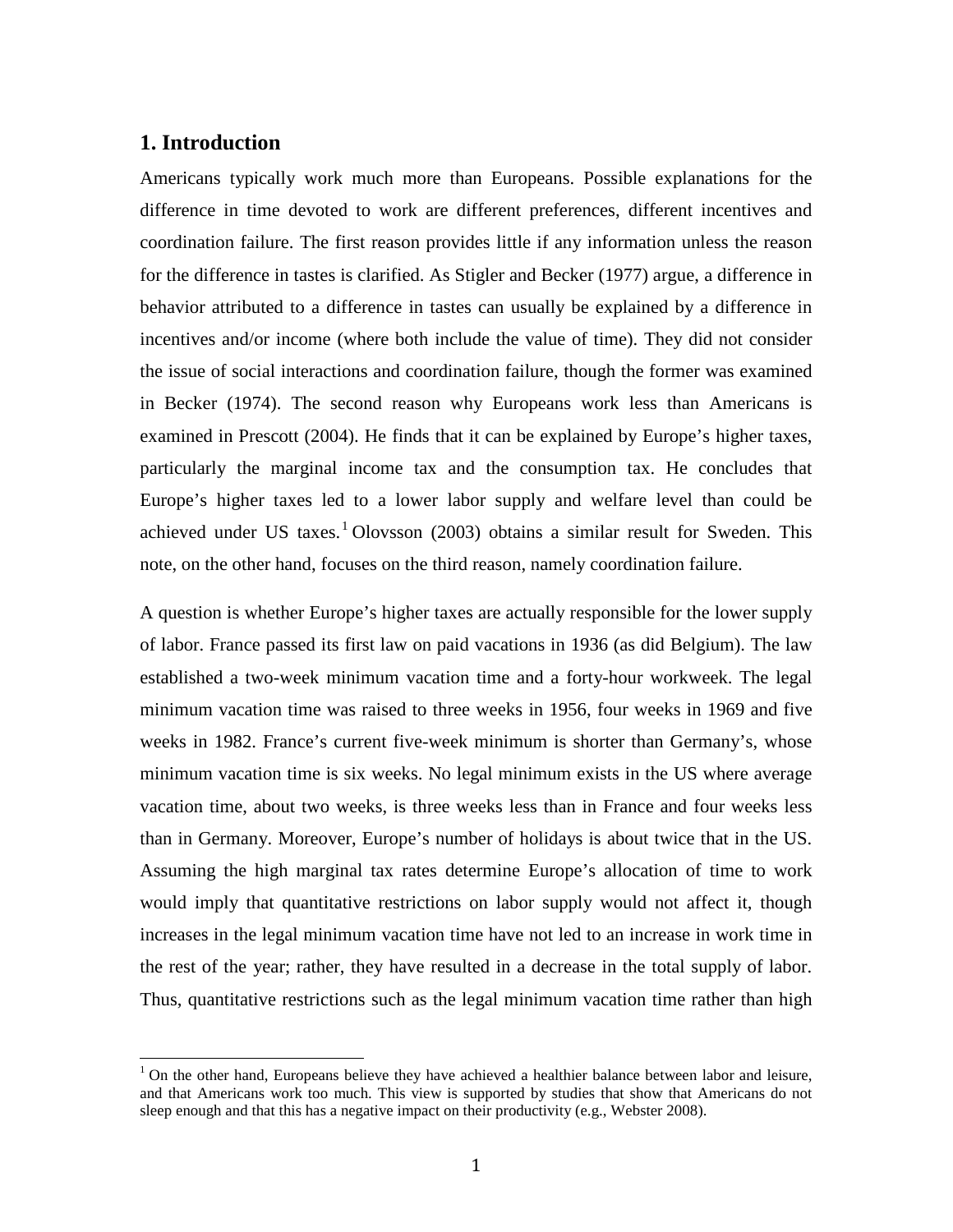## 1. Introduction

Americans typically work much more than Europeans. Possible explanations for the difference in time devoted to work are different preferences, different incentives and coordination failure. The first reason provides little if any information unless the reason for the difference in tastes is clarified. As Stigler and Becker (1977) argue, a difference in behavior attributed to a difference in tastes can usually be explained by a difference in incentives and/or income (where both include the value of time). They did not consider the issue of social interactions and coordination failure, though the former was examined in Becker (1974). The second reason why Europeans work less than Americans is examined in Prescott (2004). He finds that it can be explained by Europe's higher taxes, particularly the marginal income tax and the consumption tax. He concludes that Europe's higher taxes led to a lower labor supply and welfare level than could be achieved under US taxes.[1] Olovsson (2003) obtains a similar result for Sweden. This note, on the other hand, focuses on the third reason, namely coordination failure.

A question is whether Europe's higher taxes are actually responsible for the lower supply of labor. France passed its first law on paid vacations in 1936 (as did Belgium). The law established a two-week minimum vacation time and a forty-hour workweek. The legal minimum vacation time was raised to three weeks in 1956, four weeks in 1969 and five weeks in 1982. France's current five-week minimum is shorter than Germany's, whose minimum vacation time is six weeks. No legal minimum exists in the US where average vacation time, about two weeks, is three weeks less than in France and four weeks less than in Germany. Moreover, Europe's number of holidays is about twice that in the US. Assuming the high marginal tax rates determine Europe's allocation of time to work would imply that quantitative restrictions on labor supply would not affect it, though increases in the legal minimum vacation time have not led to an increase in work time in the rest of the year; rather, they have resulted in a decrease in the total supply of labor. Thus, quantitative restrictions such as the legal minimum vacation time rather than high

[1] On the other hand, Europeans believe they have achieved a healthier balance between labor and leisure, and that Americans work too much. This view is supported by studies that show that Americans do not sleep enough and that this has a negative impact on their productivity (e.g., Webster 2008).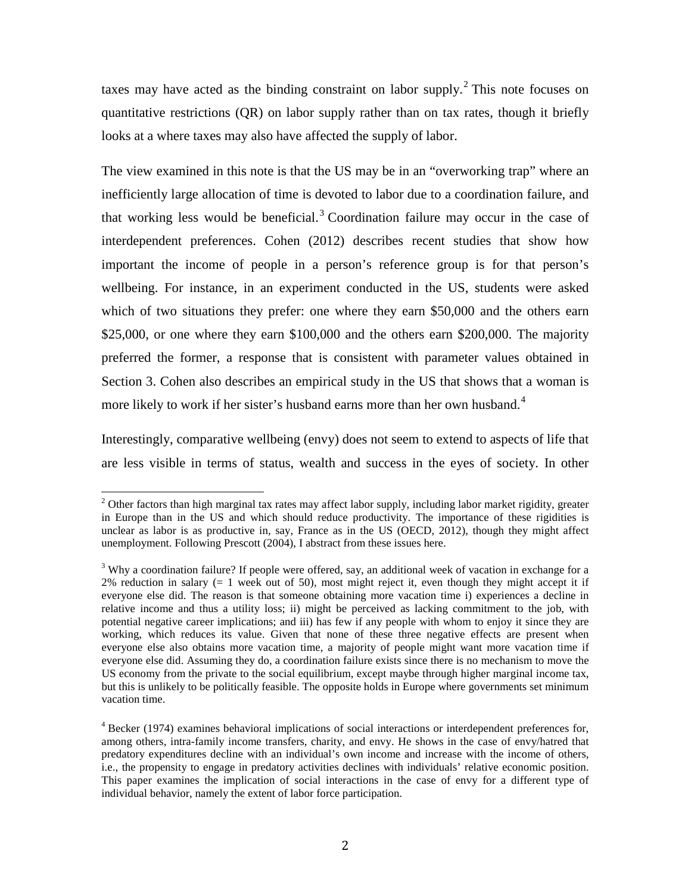taxes may have acted as the binding constraint on labor supply.[2] This note focuses on quantitative restrictions (QR) on labor supply rather than on tax rates, though it briefly looks at a where taxes may also have affected the supply of labor.

The view examined in this note is that the US may be in an "overworking trap" where an inefficiently large allocation of time is devoted to labor due to a coordination failure, and that working less would be beneficial.[3] Coordination failure may occur in the case of interdependent preferences. Cohen (2012) describes recent studies that show how important the income of people in a person's reference group is for that person's wellbeing. For instance, in an experiment conducted in the US, students were asked which of two situations they prefer: one where they earn $50,000 and the others earn $25,000, or one where they earn $100,000 and the others earn $200,000. The majority preferred the former, a response that is consistent with parameter values obtained in Section 3. Cohen also describes an empirical study in the US that shows that a woman is more likely to work if her sister's husband earns more than her own husband.[4]

Interestingly, comparative wellbeing (envy) does not seem to extend to aspects of life that are less visible in terms of status, wealth and success in the eyes of society. In other

---

[2] Other factors than high marginal tax rates may affect labor supply, including labor market rigidity, greater in Europe than in the US and which should reduce productivity. The importance of these rigidities is unclear as labor is as productive in, say, France as in the US (OECD, 2012), though they might affect unemployment. Following Prescott (2004), I abstract from these issues here.

[3] Why a coordination failure? If people were offered, say, an additional week of vacation in exchange for a 2% reduction in salary (= 1 week out of 50), most might reject it, even though they might accept it if everyone else did. The reason is that someone obtaining more vacation time i) experiences a decline in relative income and thus a utility loss; ii) might be perceived as lacking commitment to the job, with potential negative career implications; and iii) has few if any people with whom to enjoy it since they are working, which reduces its value. Given that none of these three negative effects are present when everyone else also obtains more vacation time, a majority of people might want more vacation time if everyone else did. Assuming they do, a coordination failure exists since there is no mechanism to move the US economy from the private to the social equilibrium, except maybe through higher marginal income tax, but this is unlikely to be politically feasible. The opposite holds in Europe where governments set minimum vacation time.

[4] Becker (1974) examines behavioral implications of social interactions or interdependent preferences for, among others, intra-family income transfers, charity, and envy. He shows in the case of envy/hatred that predatory expenditures decline with an individual's own income and increase with the income of others, i.e., the propensity to engage in predatory activities declines with individuals' relative economic position. This paper examines the implication of social interactions in the case of envy for a different type of individual behavior, namely the extent of labor force participation.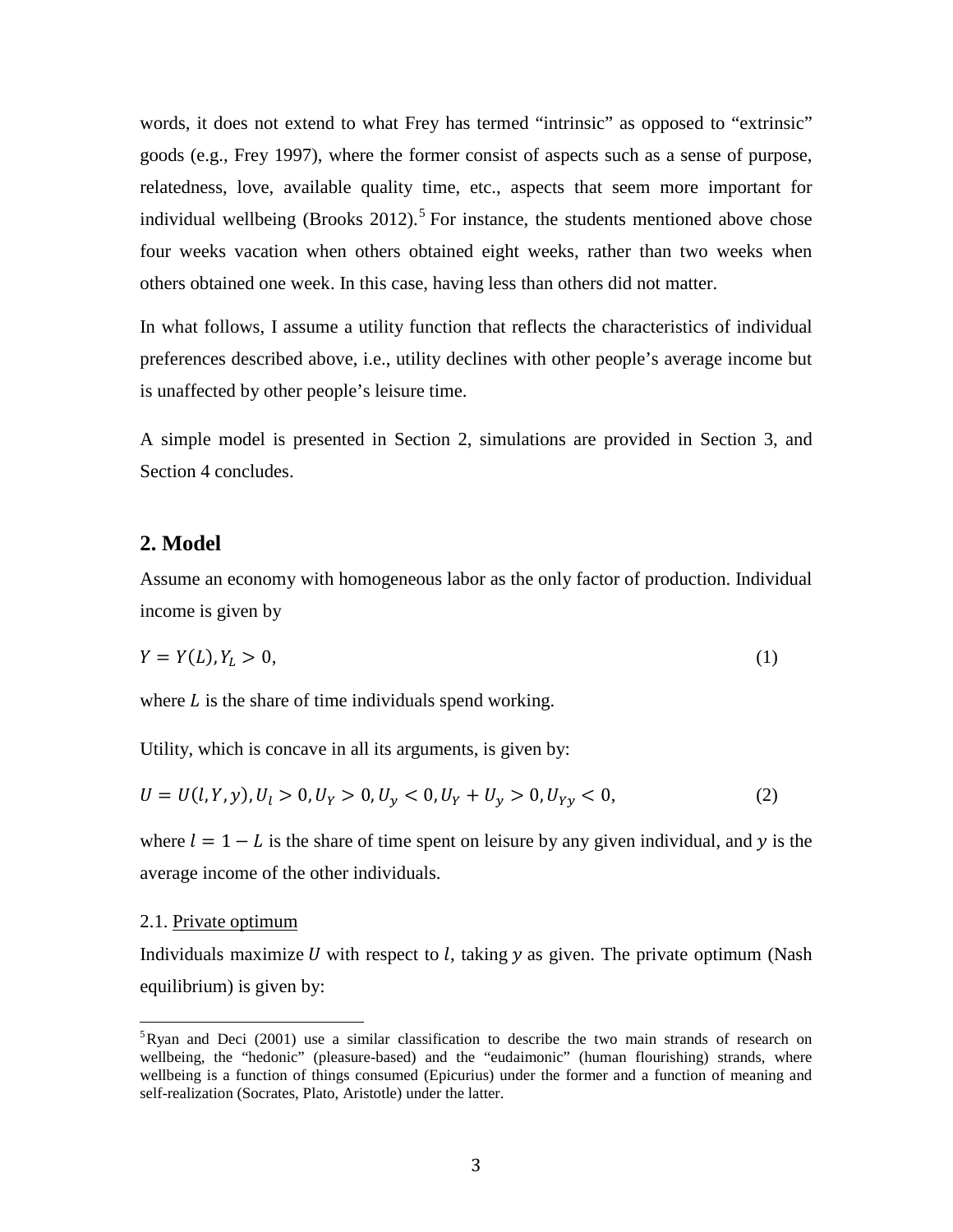words, it does not extend to what Frey has termed "intrinsic" as opposed to "extrinsic" goods (e.g., Frey 1997), where the former consist of aspects such as a sense of purpose, relatedness, love, available quality time, etc., aspects that seem more important for individual wellbeing (Brooks 2012).[5] For instance, the students mentioned above chose four weeks vacation when others obtained eight weeks, rather than two weeks when others obtained one week. In this case, having less than others did not matter.

In what follows, I assume a utility function that reflects the characteristics of individual preferences described above, i.e., utility declines with other people's average income but is unaffected by other people's leisure time.

A simple model is presented in Section 2, simulations are provided in Section 3, and Section 4 concludes.

## 2. Model

Assume an economy with homogeneous labor as the only factor of production. Individual income is given by

$$Y = Y(L), Y_L > 0, \tag{1}$$

where $L$ is the share of time individuals spend working.

Utility, which is concave in all its arguments, is given by:

$$U = U(l, Y, y), U_l > 0, U_Y > 0, U_y < 0, U_Y + U_y > 0, U_{Yy} < 0, \tag{2}$$

where $l = 1 - L$ is the share of time spent on leisure by any given individual, and $y$ is the average income of the other individuals.

### 2.1. Private optimum

Individuals maximize $U$ with respect to $l$, taking $y$ as given. The private optimum (Nash equilibrium) is given by:

---

[5] Ryan and Deci (2001) use a similar classification to describe the two main strands of research on wellbeing, the "hedonic" (pleasure-based) and the "eudaimonic" (human flourishing) strands, where wellbeing is a function of things consumed (Epicurius) under the former and a function of meaning and self-realization (Socrates, Plato, Aristotle) under the latter.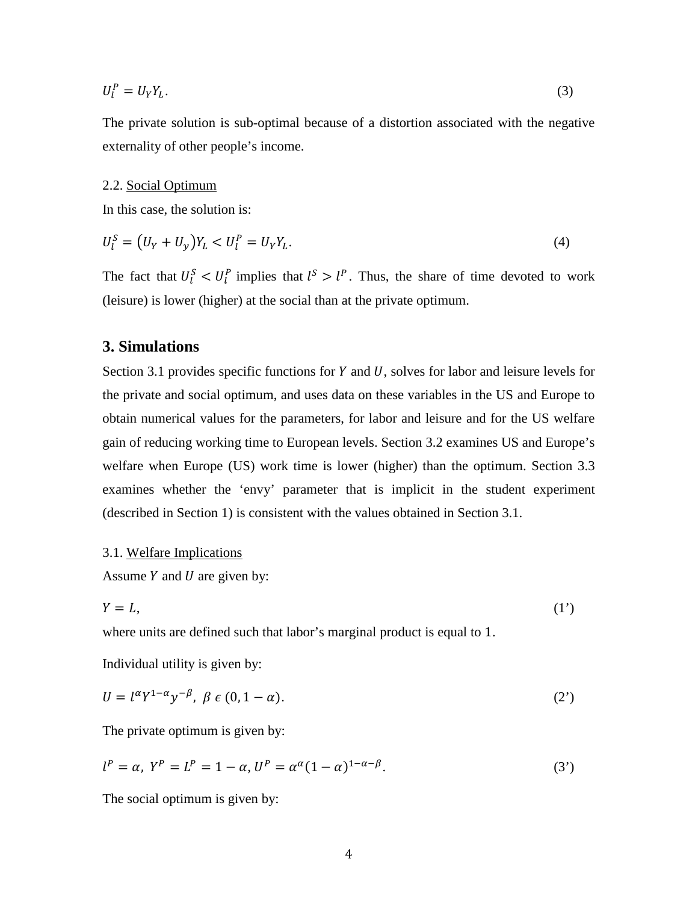$$U_l^P = U_Y Y_L. \tag{3}$$

The private solution is sub-optimal because of a distortion associated with the negative externality of other people's income.

2.2. Social Optimum

In this case, the solution is:

$$U_l^S = \left(U_Y + U_y\right) Y_L < U_l^P = U_Y Y_L. \tag{4}$$

The fact that $U_l^S < U_l^P$ implies that $l^S > l^P$. Thus, the share of time devoted to work (leisure) is lower (higher) at the social than at the private optimum.

## 3. Simulations

Section 3.1 provides specific functions for $Y$ and $U$, solves for labor and leisure levels for the private and social optimum, and uses data on these variables in the US and Europe to obtain numerical values for the parameters, for labor and leisure and for the US welfare gain of reducing working time to European levels. Section 3.2 examines US and Europe's welfare when Europe (US) work time is lower (higher) than the optimum. Section 3.3 examines whether the 'envy' parameter that is implicit in the student experiment (described in Section 1) is consistent with the values obtained in Section 3.1.

3.1. Welfare Implications

Assume $Y$ and $U$ are given by:

$$Y = L, \tag{1'}$$

where units are defined such that labor's marginal product is equal to 1.

Individual utility is given by:

$$U = l^{\alpha} Y^{1-\alpha} y^{-\beta},\ \beta \,\epsilon\, (0, 1-\alpha). \tag{2'}$$

The private optimum is given by:

$$l^P = \alpha,\ Y^P = L^P = 1-\alpha,\ U^P = \alpha^{\alpha}(1-\alpha)^{1-\alpha-\beta}. \tag{3'}$$

The social optimum is given by: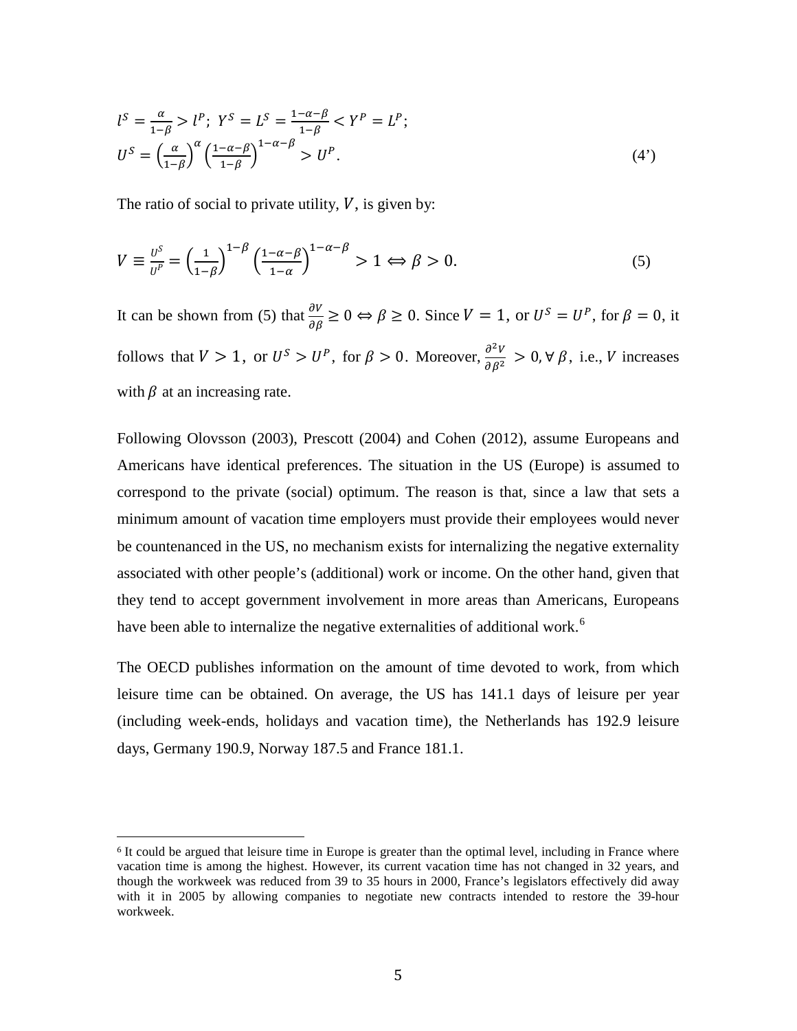$$l^S = \frac{\alpha}{1-\beta} > l^P;\ Y^S = L^S = \frac{1-\alpha-\beta}{1-\beta} < Y^P = L^P;$$
$$U^S = \left(\frac{\alpha}{1-\beta}\right)^{\alpha}\left(\frac{1-\alpha-\beta}{1-\beta}\right)^{1-\alpha-\beta} > U^P. \tag{4'}$$

The ratio of social to private utility, $V$, is given by:

$$V \equiv \frac{U^S}{U^P} = \left(\frac{1}{1-\beta}\right)^{1-\beta}\left(\frac{1-\alpha-\beta}{1-\alpha}\right)^{1-\alpha-\beta} > 1 \Leftrightarrow \beta > 0. \tag{5}$$

It can be shown from (5) that $\frac{\partial V}{\partial \beta} \geq 0 \Leftrightarrow \beta \geq 0$. Since $V = 1$, or $U^S = U^P$, for $\beta = 0$, it follows that $V > 1$, or $U^S > U^P$, for $\beta > 0$. Moreover, $\frac{\partial^2 V}{\partial \beta^2} > 0, \forall\, \beta$, i.e., $V$ increases with $\beta$ at an increasing rate.

Following Olovsson (2003), Prescott (2004) and Cohen (2012), assume Europeans and Americans have identical preferences. The situation in the US (Europe) is assumed to correspond to the private (social) optimum. The reason is that, since a law that sets a minimum amount of vacation time employers must provide their employees would never be countenanced in the US, no mechanism exists for internalizing the negative externality associated with other people's (additional) work or income. On the other hand, given that they tend to accept government involvement in more areas than Americans, Europeans have been able to internalize the negative externalities of additional work.[6]

The OECD publishes information on the amount of time devoted to work, from which leisure time can be obtained. On average, the US has 141.1 days of leisure per year (including week-ends, holidays and vacation time), the Netherlands has 192.9 leisure days, Germany 190.9, Norway 187.5 and France 181.1.

[6] It could be argued that leisure time in Europe is greater than the optimal level, including in France where vacation time is among the highest. However, its current vacation time has not changed in 32 years, and though the workweek was reduced from 39 to 35 hours in 2000, France's legislators effectively did away with it in 2005 by allowing companies to negotiate new contracts intended to restore the 39-hour workweek.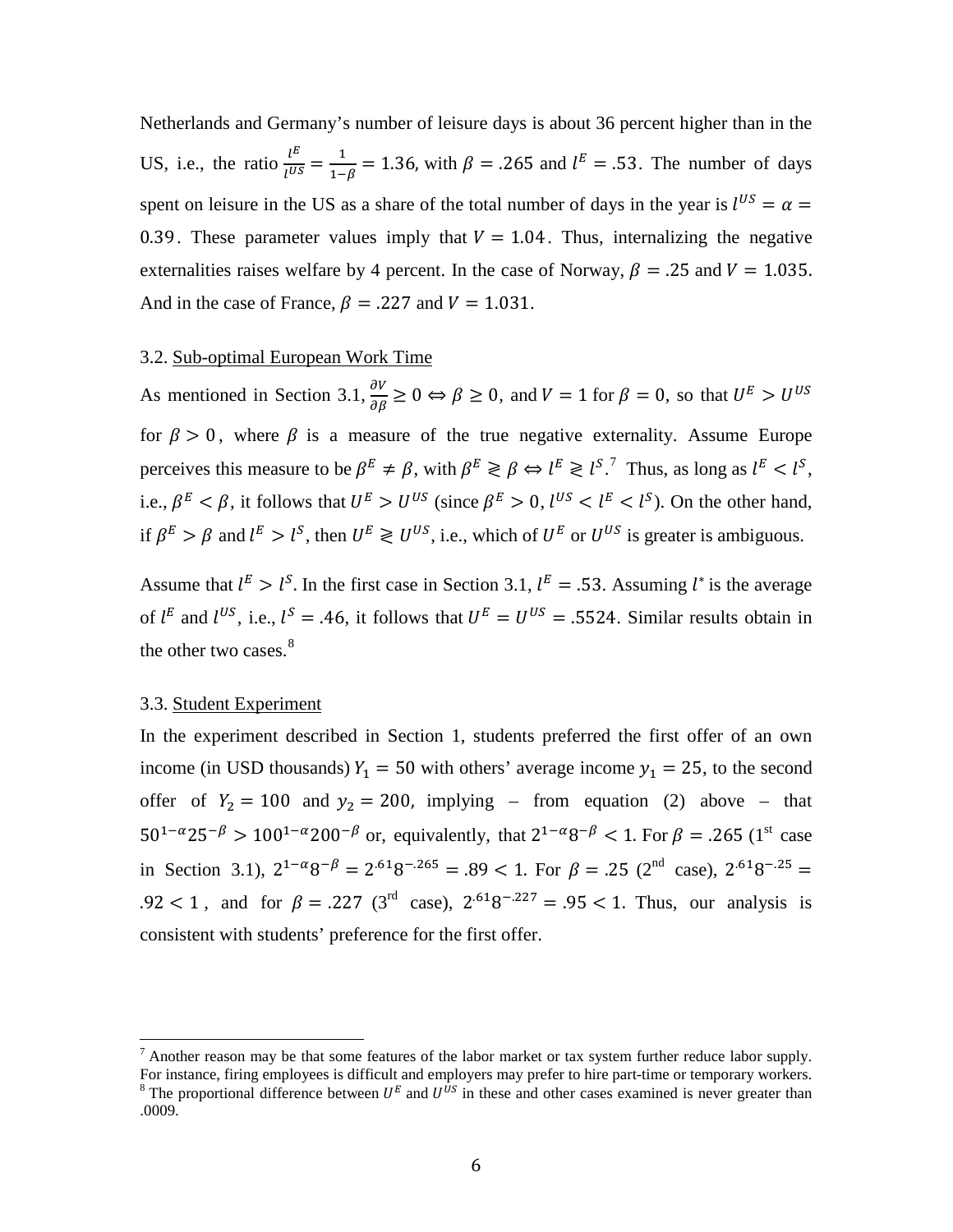Netherlands and Germany's number of leisure days is about 36 percent higher than in the US, i.e., the ratio $\frac{l^E}{l^{US}} = \frac{1}{1-\beta} = 1.36$, with $\beta = .265$ and $l^E = .53$. The number of days spent on leisure in the US as a share of the total number of days in the year is $l^{US} = \alpha = 0.39$. These parameter values imply that $V = 1.04$. Thus, internalizing the negative externalities raises welfare by 4 percent. In the case of Norway, $\beta = .25$ and $V = 1.035$. And in the case of France, $\beta = .227$ and $V = 1.031$.

3.2. Sub-optimal European Work Time

As mentioned in Section 3.1, $\frac{\partial V}{\partial \beta} \geq 0 \Leftrightarrow \beta \geq 0$, and $V = 1$ for $\beta = 0$, so that $U^E > U^{US}$ for $\beta > 0$, where $\beta$ is a measure of the true negative externality. Assume Europe perceives this measure to be $\beta^E \neq \beta$, with $\beta^E \gtrless \beta \Leftrightarrow l^E \gtrless l^S$.[7] Thus, as long as $l^E < l^S$, i.e., $\beta^E < \beta$, it follows that $U^E > U^{US}$ (since $\beta^E > 0$, $l^{US} < l^E < l^S$). On the other hand, if $\beta^E > \beta$ and $l^E > l^S$, then $U^E \gtrless U^{US}$, i.e., which of $U^E$ or $U^{US}$ is greater is ambiguous.

Assume that $l^E > l^S$. In the first case in Section 3.1, $l^E = .53$. Assuming $l^*$ is the average of $l^E$ and $l^{US}$, i.e., $l^S = .46$, it follows that $U^E = U^{US} = .5524$. Similar results obtain in the other two cases.[8]

3.3. Student Experiment

In the experiment described in Section 1, students preferred the first offer of an own income (in USD thousands) $Y_1 = 50$ with others' average income $y_1 = 25$, to the second offer of $Y_2 = 100$ and $y_2 = 200$, implying – from equation (2) above – that $50^{1-\alpha}25^{-\beta} > 100^{1-\alpha}200^{-\beta}$ or, equivalently, that $2^{1-\alpha}8^{-\beta} < 1$. For $\beta = .265$ (1st case in Section 3.1), $2^{1-\alpha}8^{-\beta} = 2^{.61}8^{-.265} = .89 < 1$. For $\beta = .25$ (2nd case), $2^{.61}8^{-.25} = .92 < 1$, and for $\beta = .227$ (3rd case), $2^{.61}8^{-.227} = .95 < 1$. Thus, our analysis is consistent with students' preference for the first offer.

---

[7] Another reason may be that some features of the labor market or tax system further reduce labor supply. For instance, firing employees is difficult and employers may prefer to hire part-time or temporary workers.

[8] The proportional difference between $U^E$ and $U^{US}$ in these and other cases examined is never greater than .0009.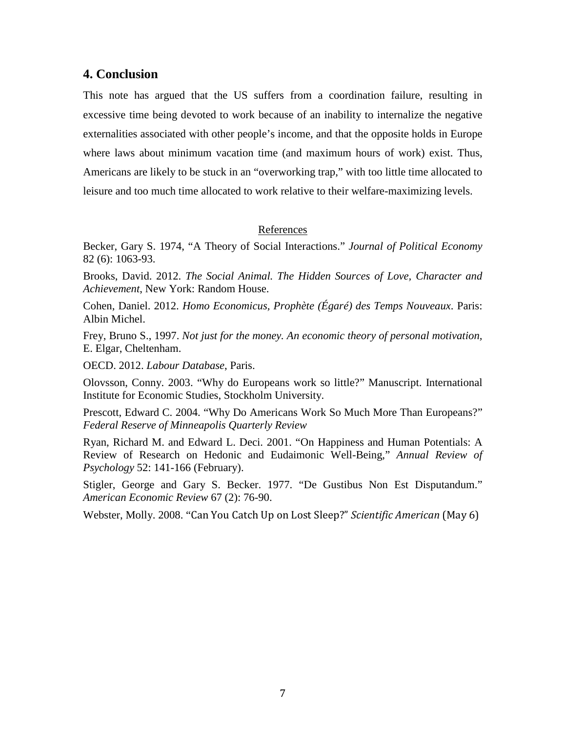## 4. Conclusion

This note has argued that the US suffers from a coordination failure, resulting in excessive time being devoted to work because of an inability to internalize the negative externalities associated with other people's income, and that the opposite holds in Europe where laws about minimum vacation time (and maximum hours of work) exist. Thus, Americans are likely to be stuck in an "overworking trap," with too little time allocated to leisure and too much time allocated to work relative to their welfare-maximizing levels.

### References

Becker, Gary S. 1974, "A Theory of Social Interactions." *Journal of Political Economy* 82 (6): 1063-93.

Brooks, David. 2012. *The Social Animal. The Hidden Sources of Love, Character and Achievement*, New York: Random House.

Cohen, Daniel. 2012. *Homo Economicus, Prophète (Égaré) des Temps Nouveaux*. Paris: Albin Michel.

Frey, Bruno S., 1997. *Not just for the money. An economic theory of personal motivation*, E. Elgar, Cheltenham.

OECD. 2012. *Labour Database*, Paris.

Olovsson, Conny. 2003. "Why do Europeans work so little?" Manuscript. International Institute for Economic Studies, Stockholm University.

Prescott, Edward C. 2004. "Why Do Americans Work So Much More Than Europeans?" *Federal Reserve of Minneapolis Quarterly Review*

Ryan, Richard M. and Edward L. Deci. 2001. "On Happiness and Human Potentials: A Review of Research on Hedonic and Eudaimonic Well-Being," *Annual Review of Psychology* 52: 141-166 (February).

Stigler, George and Gary S. Becker. 1977. "De Gustibus Non Est Disputandum." *American Economic Review* 67 (2): 76-90.

Webster, Molly. 2008. "Can You Catch Up on Lost Sleep?" *Scientific American* (May 6)